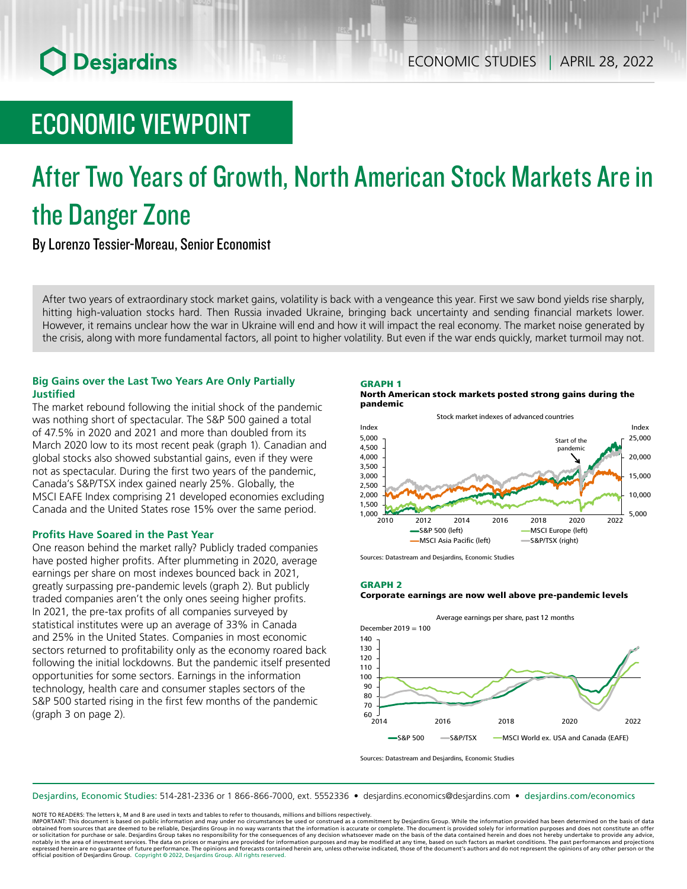ECONOMIC STUDIES | APRIL 28, 2022

# ECONOMIC VIEWPOINT

# After Two Years of Growth, North American Stock Markets Are in the Danger Zone

By Lorenzo Tessier-Moreau, Senior Economist

After two years of extraordinary stock market gains, volatility is back with a vengeance this year. First we saw bond yields rise sharply, hitting high-valuation stocks hard. Then Russia invaded Ukraine, bringing back uncertainty and sending financial markets lower. However, it remains unclear how the war in Ukraine will end and how it will impact the real economy. The market noise generated by the crisis, along with more fundamental factors, all point to higher volatility. But even if the war ends quickly, market turmoil may not.

### Big Gains over the Last Two Years Are Only Partially Justified

The market rebound following the initial shock of the pandemic was nothing short of spectacular. The S&P 500 gained a total of 47.5% in 2020 and 2021 and more than doubled from its March 2020 low to its most recent peak (graph 1). Canadian and global stocks also showed substantial gains, even if they were not as spectacular. During the first two years of the pandemic, Canada's S&P/TSX index gained nearly 25%. Globally, the MSCI EAFE Index comprising 21 developed economies excluding Canada and the United States rose 15% over the same period.

### Profits Have Soared in the Past Year

One reason behind the market rally? Publicly traded companies have posted higher profits. After plummeting in 2020, average earnings per share on most indexes bounced back in 2021, greatly surpassing pre-pandemic levels (graph 2). But publicly traded companies aren't the only ones seeing higher profits. In 2021, the pre-tax profits of all companies surveyed by statistical institutes were up an average of 33% in Canada and 25% in the United States. Companies in most economic sectors returned to profitability only as the economy roared back following the initial lockdowns. But the pandemic itself presented opportunities for some sectors. Earnings in the information technology, health care and consumer staples sectors of the S&P 500 started rising in the first few months of the pandemic (graph 3 on page 2).

**GRAPH 1**
**North American stock markets posted strong gains during the pandemic**

Stock market indexes of advanced countries

Sources: Datastream and Desjardins, Economic Studies

**GRAPH 2**
**Corporate earnings are now well above pre-pandemic levels**

Average earnings per share, past 12 months

Sources: Datastream and Desjardins, Economic Studies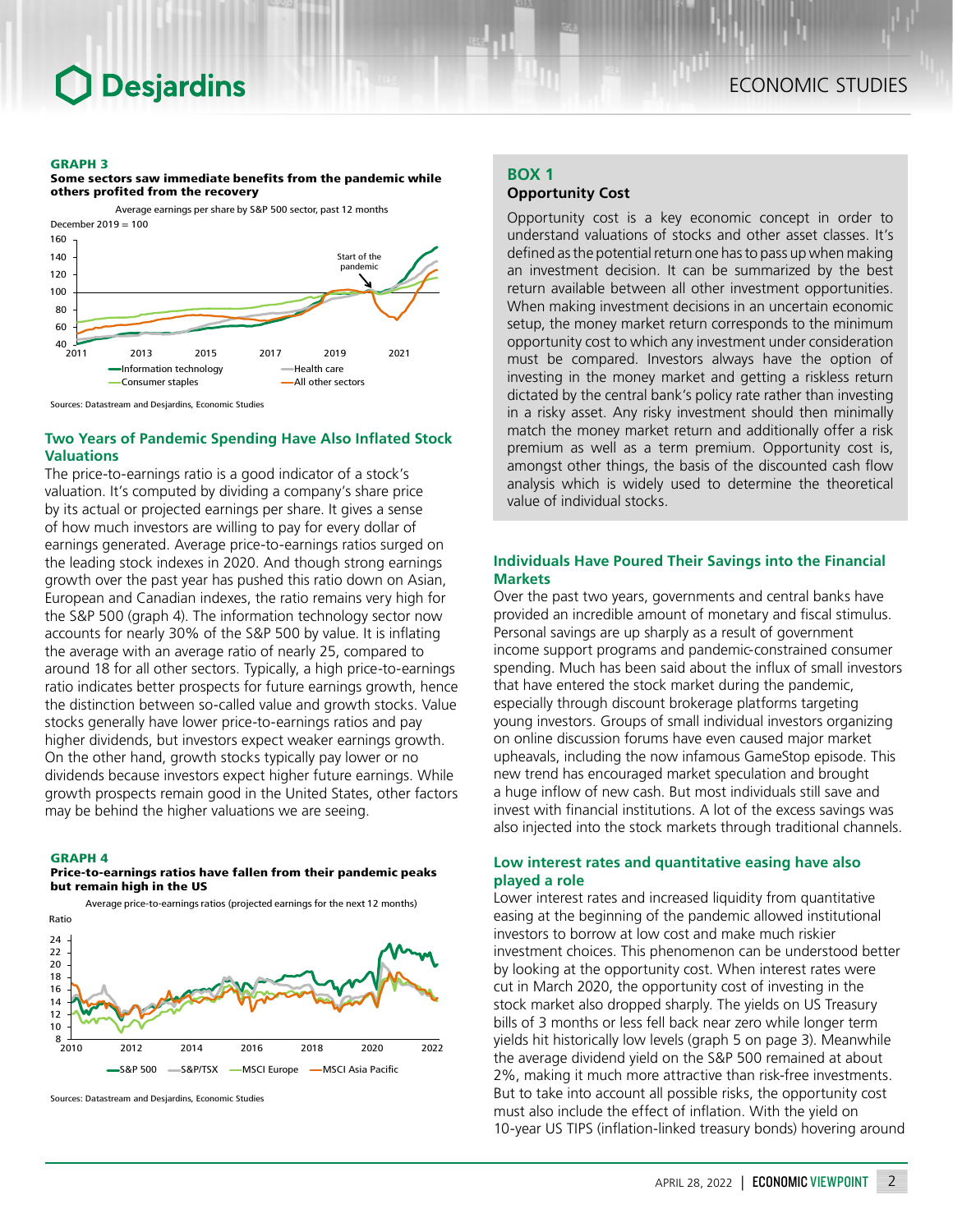**GRAPH 3**
**Some sectors saw immediate benefits from the pandemic while others profited from the recovery**

Average earnings per share by S&P 500 sector, past 12 months

December 2019 = 100

Start of the pandemic

Information technology — Health care — Consumer staples — All other sectors

Sources: Datastream and Desjardins, Economic Studies

## Two Years of Pandemic Spending Have Also Inflated Stock Valuations

The price-to-earnings ratio is a good indicator of a stock's valuation. It's computed by dividing a company's share price by its actual or projected earnings per share. It gives a sense of how much investors are willing to pay for every dollar of earnings generated. Average price-to-earnings ratios surged on the leading stock indexes in 2020. And though strong earnings growth over the past year has pushed this ratio down on Asian, European and Canadian indexes, the ratio remains very high for the S&P 500 (graph 4). The information technology sector now accounts for nearly 30% of the S&P 500 by value. It is inflating the average with an average ratio of nearly 25, compared to around 18 for all other sectors. Typically, a high price-to-earnings ratio indicates better prospects for future earnings growth, hence the distinction between so-called value and growth stocks. Value stocks generally have lower price-to-earnings ratios and pay higher dividends, but investors expect weaker earnings growth. On the other hand, growth stocks typically pay lower or no dividends because investors expect higher future earnings. While growth prospects remain good in the United States, other factors may be behind the higher valuations we are seeing.

**GRAPH 4**
**Price-to-earnings ratios have fallen from their pandemic peaks but remain high in the US**

Average price-to-earnings ratios (projected earnings for the next 12 months)

Ratio

S&P 500 — S&P/TSX — MSCI Europe — MSCI Asia Pacific

Sources: Datastream and Desjardins, Economic Studies

**BOX 1**
**Opportunity Cost**

Opportunity cost is a key economic concept in order to understand valuations of stocks and other asset classes. It's defined as the potential return one has to pass up when making an investment decision. It can be summarized by the best return available between all other investment opportunities. When making investment decisions in an uncertain economic setup, the money market return corresponds to the minimum opportunity cost to which any investment under consideration must be compared. Investors always have the option of investing in the money market and getting a riskless return dictated by the central bank's policy rate rather than investing in a risky asset. Any risky investment should then minimally match the money market return and additionally offer a risk premium as well as a term premium. Opportunity cost is, amongst other things, the basis of the discounted cash flow analysis which is widely used to determine the theoretical value of individual stocks.

## Individuals Have Poured Their Savings into the Financial Markets

Over the past two years, governments and central banks have provided an incredible amount of monetary and fiscal stimulus. Personal savings are up sharply as a result of government income support programs and pandemic-constrained consumer spending. Much has been said about the influx of small investors that have entered the stock market during the pandemic, especially through discount brokerage platforms targeting young investors. Groups of small individual investors organizing on online discussion forums have even caused major market upheavals, including the now infamous GameStop episode. This new trend has encouraged market speculation and brought a huge inflow of new cash. But most individuals still save and invest with financial institutions. A lot of the excess savings was also injected into the stock markets through traditional channels.

### Low interest rates and quantitative easing have also played a role

Lower interest rates and increased liquidity from quantitative easing at the beginning of the pandemic allowed institutional investors to borrow at low cost and make much riskier investment choices. This phenomenon can be understood better by looking at the opportunity cost. When interest rates were cut in March 2020, the opportunity cost of investing in the stock market also dropped sharply. The yields on US Treasury bills of 3 months or less fell back near zero while longer term yields hit historically low levels (graph 5 on page 3). Meanwhile the average dividend yield on the S&P 500 remained at about 2%, making it much more attractive than risk-free investments. But to take into account all possible risks, the opportunity cost must also include the effect of inflation. With the yield on 10-year US TIPS (inflation-linked treasury bonds) hovering around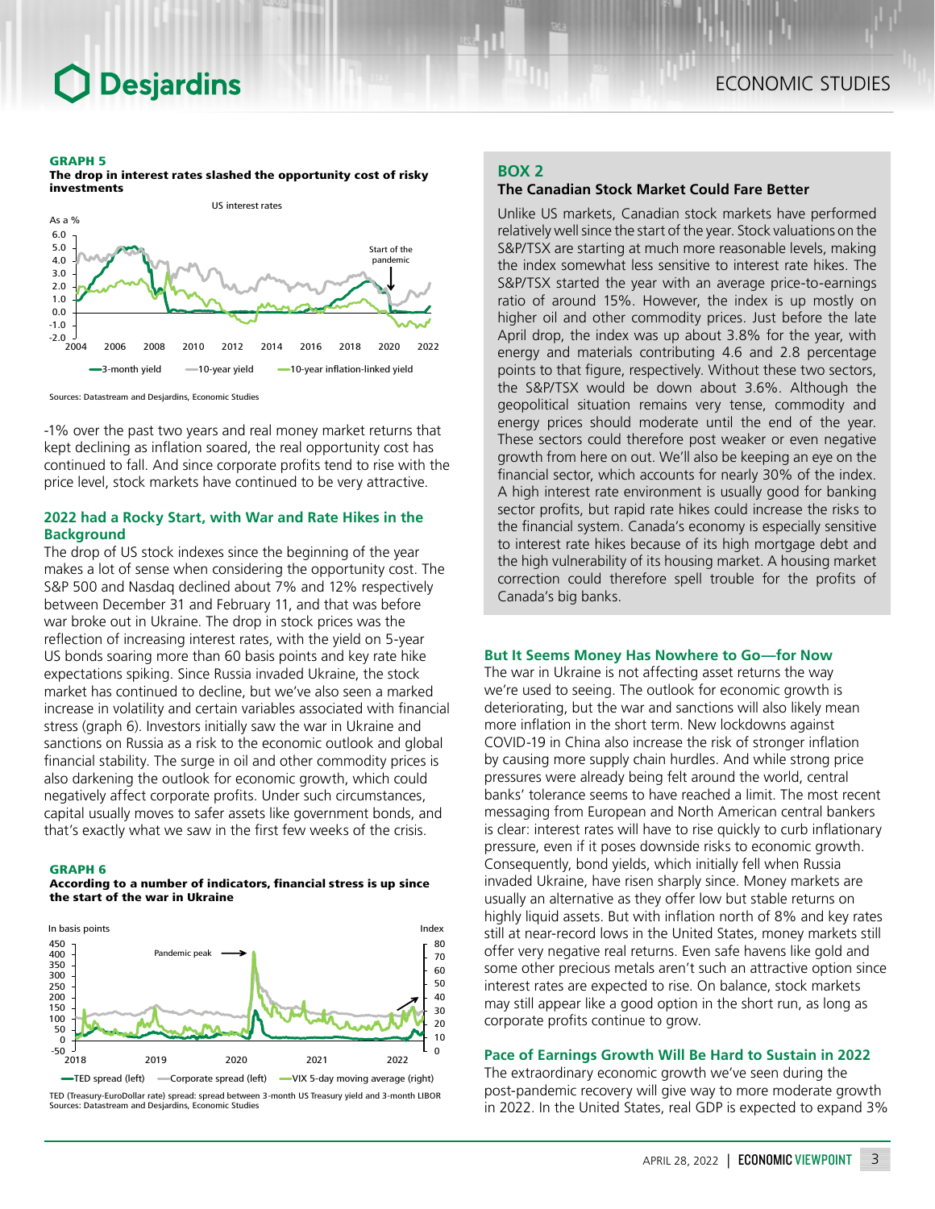**GRAPH 5**
**The drop in interest rates slashed the opportunity cost of risky investments**

Sources: Datastream and Desjardins, Economic Studies

-1% over the past two years and real money market returns that kept declining as inflation soared, the real opportunity cost has continued to fall. And since corporate profits tend to rise with the price level, stock markets have continued to be very attractive.

## 2022 had a Rocky Start, with War and Rate Hikes in the Background

The drop of US stock indexes since the beginning of the year makes a lot of sense when considering the opportunity cost. The S&P 500 and Nasdaq declined about 7% and 12% respectively between December 31 and February 11, and that was before war broke out in Ukraine. The drop in stock prices was the reflection of increasing interest rates, with the yield on 5-year US bonds soaring more than 60 basis points and key rate hike expectations spiking. Since Russia invaded Ukraine, the stock market has continued to decline, but we've also seen a marked increase in volatility and certain variables associated with financial stress (graph 6). Investors initially saw the war in Ukraine and sanctions on Russia as a risk to the economic outlook and global financial stability. The surge in oil and other commodity prices is also darkening the outlook for economic growth, which could negatively affect corporate profits. Under such circumstances, capital usually moves to safer assets like government bonds, and that's exactly what we saw in the first few weeks of the crisis.

**GRAPH 6**
**According to a number of indicators, financial stress is up since the start of the war in Ukraine**

TED (Treasury-EuroDollar rate) spread: spread between 3-month US Treasury yield and 3-month LIBOR
Sources: Datastream and Desjardins, Economic Studies

### BOX 2
**The Canadian Stock Market Could Fare Better**

Unlike US markets, Canadian stock markets have performed relatively well since the start of the year. Stock valuations on the S&P/TSX are starting at much more reasonable levels, making the index somewhat less sensitive to interest rate hikes. The S&P/TSX started the year with an average price-to-earnings ratio of around 15%. However, the index is up mostly on higher oil and other commodity prices. Just before the late April drop, the index was up about 3.8% for the year, with energy and materials contributing 4.6 and 2.8 percentage points to that figure, respectively. Without these two sectors, the S&P/TSX would be down about 3.6%. Although the geopolitical situation remains very tense, commodity and energy prices should moderate until the end of the year. These sectors could therefore post weaker or even negative growth from here on out. We'll also be keeping an eye on the financial sector, which accounts for nearly 30% of the index. A high interest rate environment is usually good for banking sector profits, but rapid rate hikes could increase the risks to the financial system. Canada's economy is especially sensitive to interest rate hikes because of its high mortgage debt and the high vulnerability of its housing market. A housing market correction could therefore spell trouble for the profits of Canada's big banks.

## But It Seems Money Has Nowhere to Go—for Now

The war in Ukraine is not affecting asset returns the way we're used to seeing. The outlook for economic growth is deteriorating, but the war and sanctions will also likely mean more inflation in the short term. New lockdowns against COVID-19 in China also increase the risk of stronger inflation by causing more supply chain hurdles. And while strong price pressures were already being felt around the world, central banks' tolerance seems to have reached a limit. The most recent messaging from European and North American central bankers is clear: interest rates will have to rise quickly to curb inflationary pressure, even if it poses downside risks to economic growth. Consequently, bond yields, which initially fell when Russia invaded Ukraine, have risen sharply since. Money markets are usually an alternative as they offer low but stable returns on highly liquid assets. But with inflation north of 8% and key rates still at near-record lows in the United States, money markets still offer very negative real returns. Even safe havens like gold and some other precious metals aren't such an attractive option since interest rates are expected to rise. On balance, stock markets may still appear like a good option in the short run, as long as corporate profits continue to grow.

## Pace of Earnings Growth Will Be Hard to Sustain in 2022

The extraordinary economic growth we've seen during the post-pandemic recovery will give way to more moderate growth in 2022. In the United States, real GDP is expected to expand 3%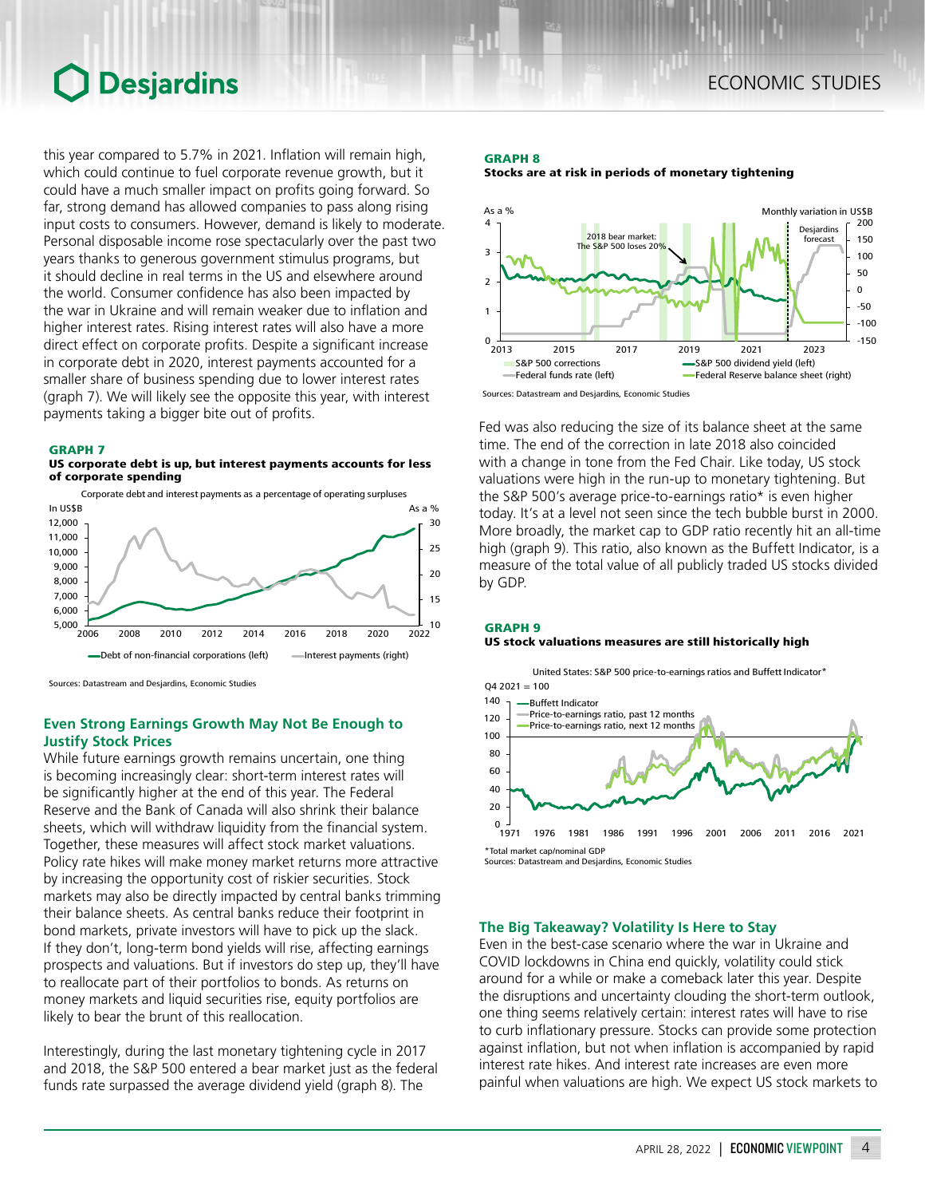this year compared to 5.7% in 2021. Inflation will remain high, which could continue to fuel corporate revenue growth, but it could have a much smaller impact on profits going forward. So far, strong demand has allowed companies to pass along rising input costs to consumers. However, demand is likely to moderate. Personal disposable income rose spectacularly over the past two years thanks to generous government stimulus programs, but it should decline in real terms in the US and elsewhere around the world. Consumer confidence has also been impacted by the war in Ukraine and will remain weaker due to inflation and higher interest rates. Rising interest rates will also have a more direct effect on corporate profits. Despite a significant increase in corporate debt in 2020, interest payments accounted for a smaller share of business spending due to lower interest rates (graph 7). We will likely see the opposite this year, with interest payments taking a bigger bite out of profits.

**GRAPH 7**
**US corporate debt is up, but interest payments accounts for less of corporate spending**

Sources: Datastream and Desjardins, Economic Studies

### Even Strong Earnings Growth May Not Be Enough to Justify Stock Prices

While future earnings growth remains uncertain, one thing is becoming increasingly clear: short-term interest rates will be significantly higher at the end of this year. The Federal Reserve and the Bank of Canada will also shrink their balance sheets, which will withdraw liquidity from the financial system. Together, these measures will affect stock market valuations. Policy rate hikes will make money market returns more attractive by increasing the opportunity cost of riskier securities. Stock markets may also be directly impacted by central banks trimming their balance sheets. As central banks reduce their footprint in bond markets, private investors will have to pick up the slack. If they don't, long-term bond yields will rise, affecting earnings prospects and valuations. But if investors do step up, they'll have to reallocate part of their portfolios to bonds. As returns on money markets and liquid securities rise, equity portfolios are likely to bear the brunt of this reallocation.

Interestingly, during the last monetary tightening cycle in 2017 and 2018, the S&P 500 entered a bear market just as the federal funds rate surpassed the average dividend yield (graph 8). The

**GRAPH 8**
**Stocks are at risk in periods of monetary tightening**

Sources: Datastream and Desjardins, Economic Studies

Fed was also reducing the size of its balance sheet at the same time. The end of the correction in late 2018 also coincided with a change in tone from the Fed Chair. Like today, US stock valuations were high in the run-up to monetary tightening. But the S&P 500's average price-to-earnings ratio* is even higher today. It's at a level not seen since the tech bubble burst in 2000. More broadly, the market cap to GDP ratio recently hit an all-time high (graph 9). This ratio, also known as the Buffett Indicator, is a measure of the total value of all publicly traded US stocks divided by GDP.

**GRAPH 9**
**US stock valuations measures are still historically high**

*Total market cap/nominal GDP
Sources: Datastream and Desjardins, Economic Studies

### The Big Takeaway? Volatility Is Here to Stay

Even in the best-case scenario where the war in Ukraine and COVID lockdowns in China end quickly, volatility could stick around for a while or make a comeback later this year. Despite the disruptions and uncertainty clouding the short-term outlook, one thing seems relatively certain: interest rates will have to rise to curb inflationary pressure. Stocks can provide some protection against inflation, but not when inflation is accompanied by rapid interest rate hikes. And interest rate increases are even more painful when valuations are high. We expect US stock markets to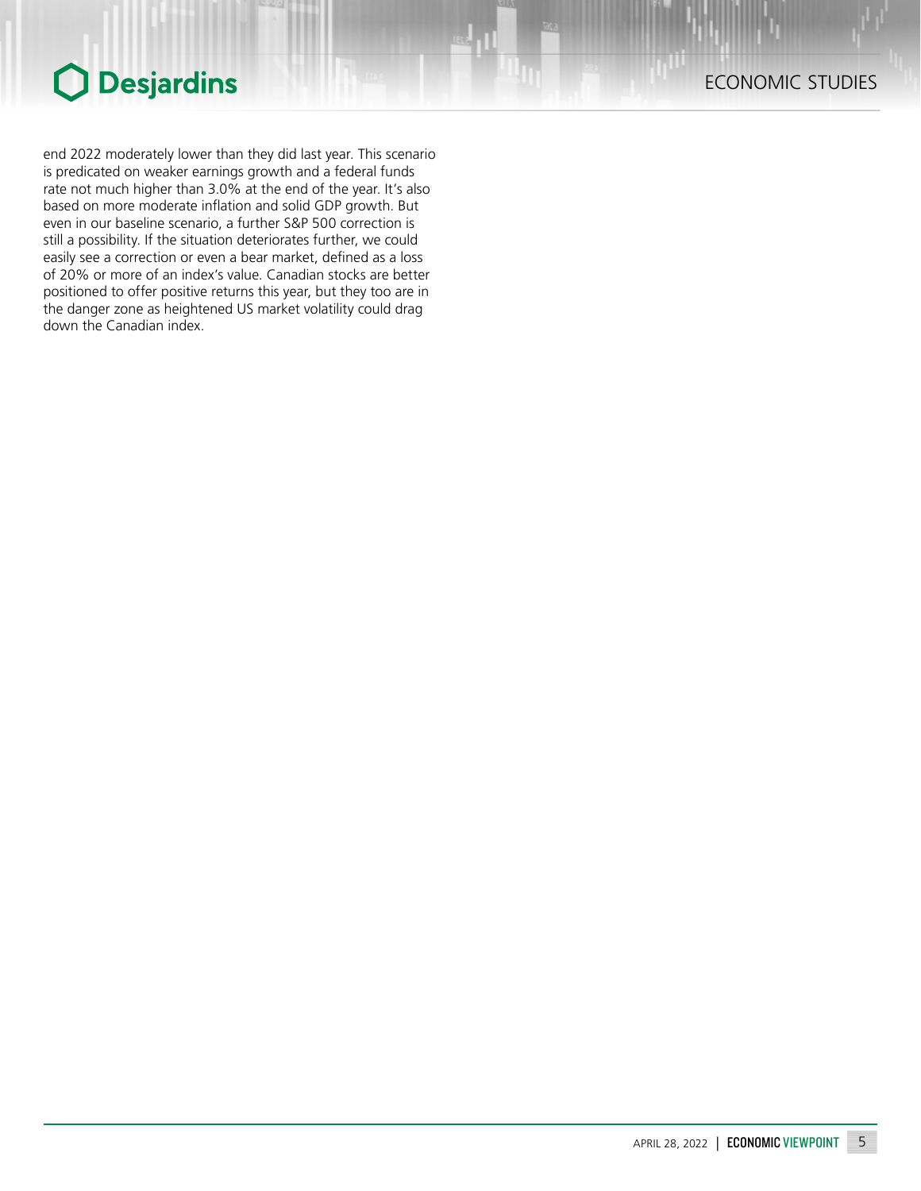end 2022 moderately lower than they did last year. This scenario is predicated on weaker earnings growth and a federal funds rate not much higher than 3.0% at the end of the year. It's also based on more moderate inflation and solid GDP growth. But even in our baseline scenario, a further S&P 500 correction is still a possibility. If the situation deteriorates further, we could easily see a correction or even a bear market, defined as a loss of 20% or more of an index's value. Canadian stocks are better positioned to offer positive returns this year, but they too are in the danger zone as heightened US market volatility could drag down the Canadian index.